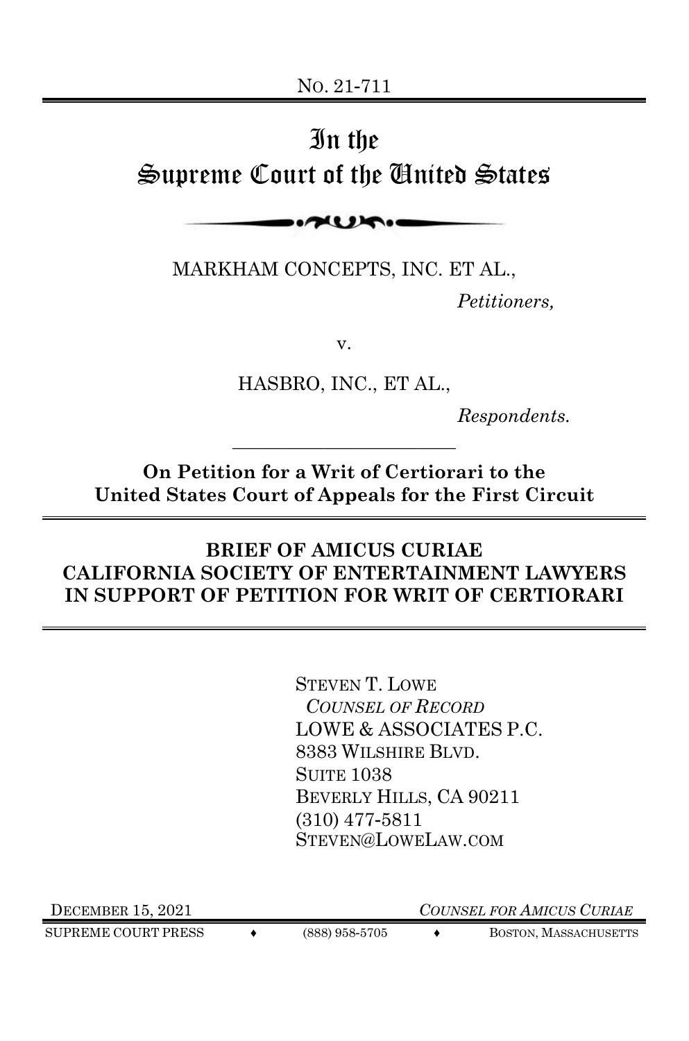No. 21-711

# In the Supreme Court of the United States

MARKHAM CONCEPTS, INC. ET AL.,

*Petitioners,*

v.

HASBRO, INC., ET AL.,

*Respondents.*

---

**On Petition for a Writ of Certiorari to the United States Court of Appeals for the First Circuit**

---

## BRIEF OF AMICUS CURIAE CALIFORNIA SOCIETY OF ENTERTAINMENT LAWYERS IN SUPPORT OF PETITION FOR WRIT OF CERTIORARI

---

STEVEN T. LOWE
*COUNSEL OF RECORD*
LOWE & ASSOCIATES P.C.
8383 WILSHIRE BLVD.
SUITE 1038
BEVERLY HILLS, CA 90211
(310) 477-5811
STEVEN@LOWELAW.COM

DECEMBER 15, 2021

*COUNSEL FOR AMICUS CURIAE*

SUPREME COURT PRESS ♦ (888) 958-5705 ♦ BOSTON, MASSACHUSETTS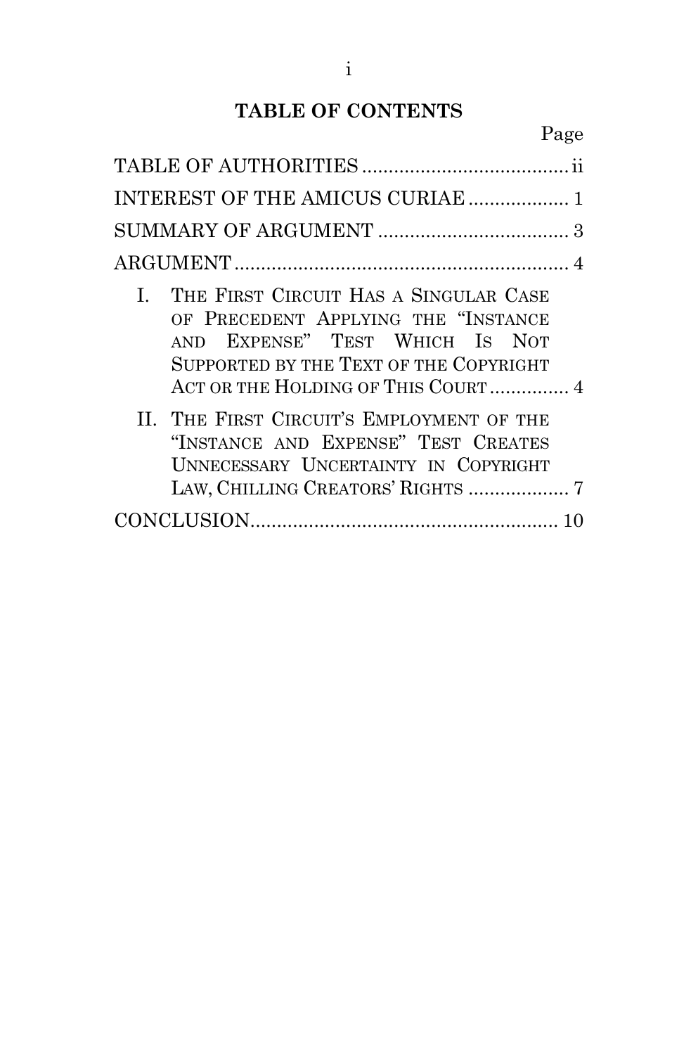# TABLE OF CONTENTS

| | Page |
|---|---|
| TABLE OF AUTHORITIES | ii |
| INTEREST OF THE AMICUS CURIAE | 1 |
| SUMMARY OF ARGUMENT | 3 |
| ARGUMENT | 4 |
| I. THE FIRST CIRCUIT HAS A SINGULAR CASE OF PRECEDENT APPLYING THE "INSTANCE AND EXPENSE" TEST WHICH IS NOT SUPPORTED BY THE TEXT OF THE COPYRIGHT ACT OR THE HOLDING OF THIS COURT | 4 |
| II. THE FIRST CIRCUIT'S EMPLOYMENT OF THE "INSTANCE AND EXPENSE" TEST CREATES UNNECESSARY UNCERTAINTY IN COPYRIGHT LAW, CHILLING CREATORS' RIGHTS | 7 |
| CONCLUSION | 10 |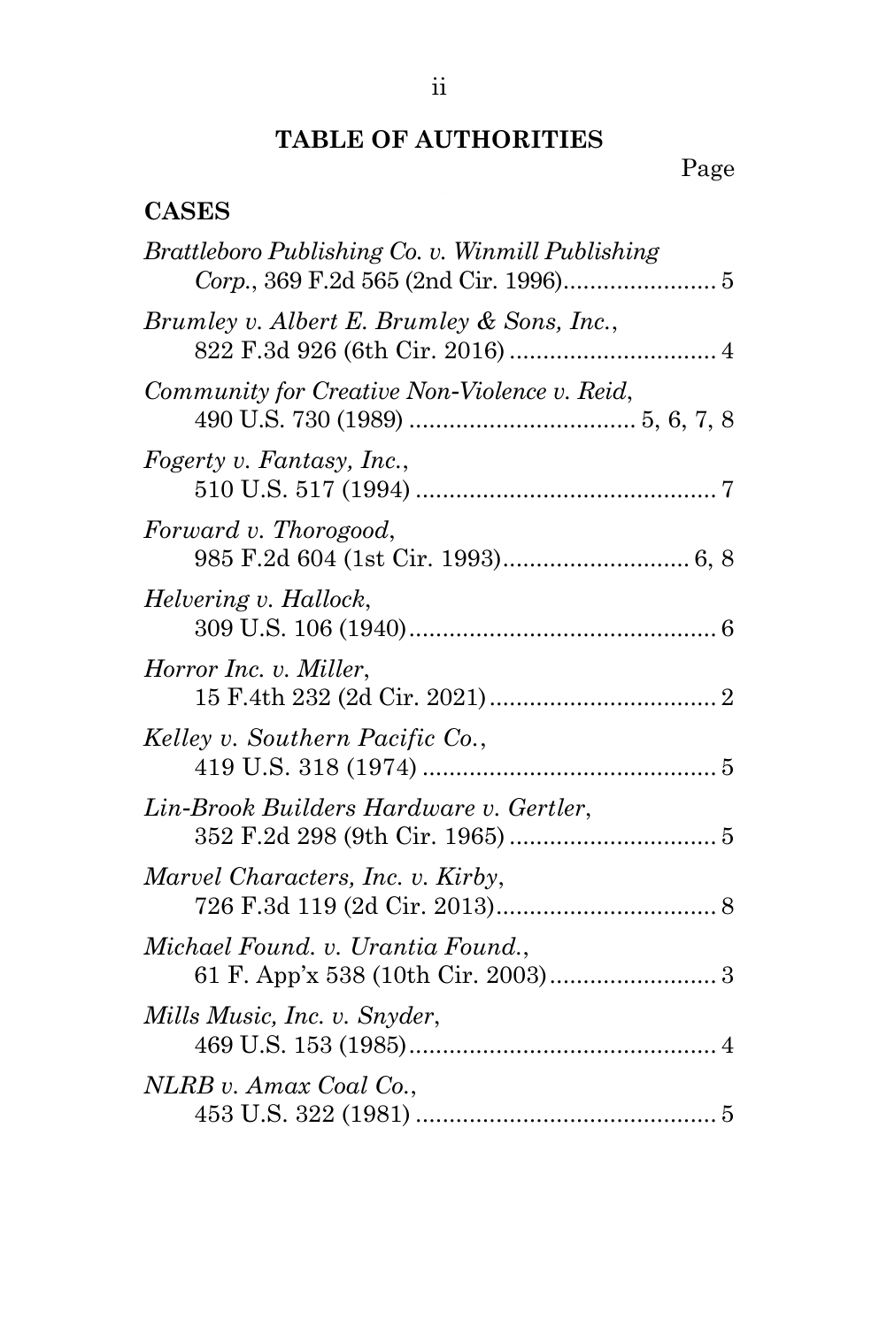## TABLE OF AUTHORITIES

Page

### CASES

*Brattleboro Publishing Co. v. Winmill Publishing Corp.*, 369 F.2d 565 (2nd Cir. 1996)....................... 5

*Brumley v. Albert E. Brumley & Sons, Inc.*, 822 F.3d 926 (6th Cir. 2016) ............................... 4

*Community for Creative Non-Violence v. Reid*, 490 U.S. 730 (1989) ................................. 5, 6, 7, 8

*Fogerty v. Fantasy, Inc.*, 510 U.S. 517 (1994) ............................................. 7

*Forward v. Thorogood*, 985 F.2d 604 (1st Cir. 1993)............................ 6, 8

*Helvering v. Hallock*, 309 U.S. 106 (1940).............................................. 6

*Horror Inc. v. Miller*, 15 F.4th 232 (2d Cir. 2021).................................. 2

*Kelley v. Southern Pacific Co.*, 419 U.S. 318 (1974) ............................................ 5

*Lin-Brook Builders Hardware v. Gertler*, 352 F.2d 298 (9th Cir. 1965) ............................... 5

*Marvel Characters, Inc. v. Kirby*, 726 F.3d 119 (2d Cir. 2013)................................. 8

*Michael Found. v. Urantia Found.*, 61 F. App'x 538 (10th Cir. 2003)......................... 3

*Mills Music, Inc. v. Snyder*, 469 U.S. 153 (1985).............................................. 4

*NLRB v. Amax Coal Co.*, 453 U.S. 322 (1981) ............................................. 5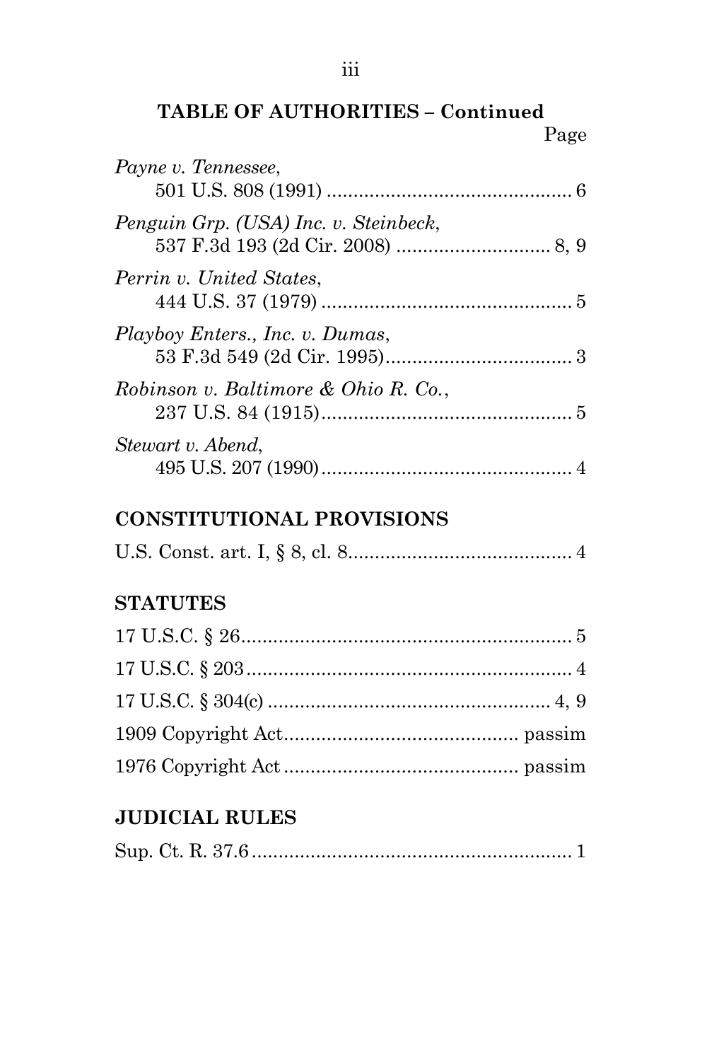## TABLE OF AUTHORITIES – Continued

Page

*Payne v. Tennessee*,
501 U.S. 808 (1991) .............................................. 6

*Penguin Grp. (USA) Inc. v. Steinbeck*,
537 F.3d 193 (2d Cir. 2008) ............................ 8, 9

*Perrin v. United States*,
444 U.S. 37 (1979) ............................................... 5

*Playboy Enters., Inc. v. Dumas*,
53 F.3d 549 (2d Cir. 1995).................................. 3

*Robinson v. Baltimore & Ohio R. Co.*,
237 U.S. 84 (1915)............................................... 5

*Stewart v. Abend*,
495 U.S. 207 (1990)............................................... 4

## CONSTITUTIONAL PROVISIONS

U.S. Const. art. I, § 8, cl. 8.......................................... 4

## STATUTES

17 U.S.C. § 26.............................................................. 5

17 U.S.C. § 203............................................................ 4

17 U.S.C. § 304(c) ..................................................... 4, 9

1909 Copyright Act........................................... passim

1976 Copyright Act ........................................... passim

## JUDICIAL RULES

Sup. Ct. R. 37.6 ............................................................ 1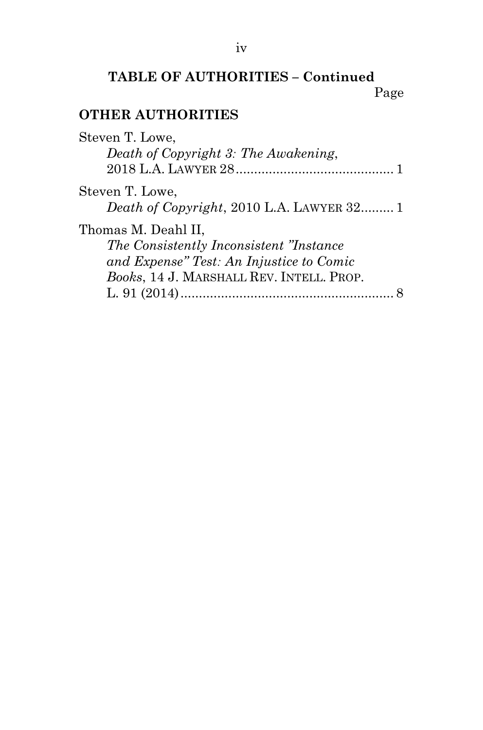**TABLE OF AUTHORITIES – Continued**

Page

**OTHER AUTHORITIES**

Steven T. Lowe,
*Death of Copyright 3: The Awakening*, 2018 L.A. LAWYER 28 .......................................... 1

Steven T. Lowe,
*Death of Copyright*, 2010 L.A. LAWYER 32......... 1

Thomas M. Deahl II,
*The Consistently Inconsistent "Instance and Expense" Test: An Injustice to Comic Books*, 14 J. MARSHALL REV. INTELL. PROP. L. 91 (2014) .......................................................... 8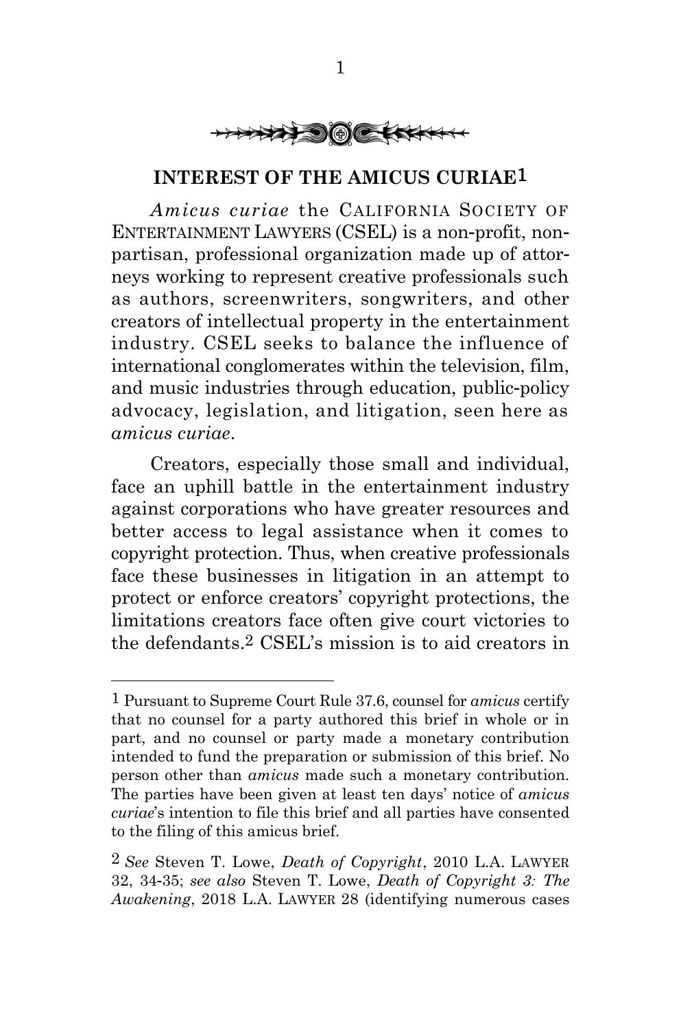## INTEREST OF THE AMICUS CURIAE[1]

*Amicus curiae* the CALIFORNIA SOCIETY OF ENTERTAINMENT LAWYERS (CSEL) is a non-profit, non-partisan, professional organization made up of attorneys working to represent creative professionals such as authors, screenwriters, songwriters, and other creators of intellectual property in the entertainment industry. CSEL seeks to balance the influence of international conglomerates within the television, film, and music industries through education, public-policy advocacy, legislation, and litigation, seen here as *amicus curiae*.

Creators, especially those small and individual, face an uphill battle in the entertainment industry against corporations who have greater resources and better access to legal assistance when it comes to copyright protection. Thus, when creative professionals face these businesses in litigation in an attempt to protect or enforce creators' copyright protections, the limitations creators face often give court victories to the defendants.[2] CSEL's mission is to aid creators in

---

[1] Pursuant to Supreme Court Rule 37.6, counsel for *amicus* certify that no counsel for a party authored this brief in whole or in part, and no counsel or party made a monetary contribution intended to fund the preparation or submission of this brief. No person other than *amicus* made such a monetary contribution. The parties have been given at least ten days' notice of *amicus curiae*'s intention to file this brief and all parties have consented to the filing of this amicus brief.

[2] *See* Steven T. Lowe, *Death of Copyright*, 2010 L.A. LAWYER 32, 34-35; *see also* Steven T. Lowe, *Death of Copyright 3: The Awakening*, 2018 L.A. LAWYER 28 (identifying numerous cases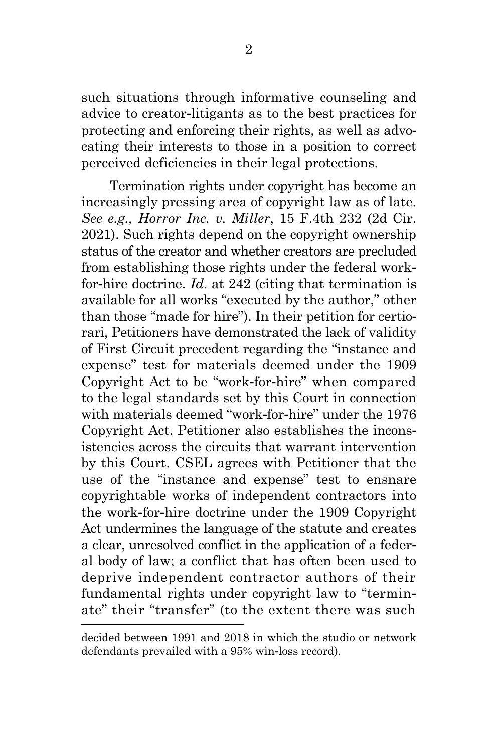such situations through informative counseling and advice to creator-litigants as to the best practices for protecting and enforcing their rights, as well as advocating their interests to those in a position to correct perceived deficiencies in their legal protections.

Termination rights under copyright has become an increasingly pressing area of copyright law as of late. *See e.g., Horror Inc. v. Miller*, 15 F.4th 232 (2d Cir. 2021). Such rights depend on the copyright ownership status of the creator and whether creators are precluded from establishing those rights under the federal work-for-hire doctrine. *Id.* at 242 (citing that termination is available for all works "executed by the author," other than those "made for hire"). In their petition for certiorari, Petitioners have demonstrated the lack of validity of First Circuit precedent regarding the "instance and expense" test for materials deemed under the 1909 Copyright Act to be "work-for-hire" when compared to the legal standards set by this Court in connection with materials deemed "work-for-hire" under the 1976 Copyright Act. Petitioner also establishes the inconsistencies across the circuits that warrant intervention by this Court. CSEL agrees with Petitioner that the use of the "instance and expense" test to ensnare copyrightable works of independent contractors into the work-for-hire doctrine under the 1909 Copyright Act undermines the language of the statute and creates a clear, unresolved conflict in the application of a federal body of law; a conflict that has often been used to deprive independent contractor authors of their fundamental rights under copyright law to "terminate" their "transfer" (to the extent there was such

decided between 1991 and 2018 in which the studio or network defendants prevailed with a 95% win-loss record).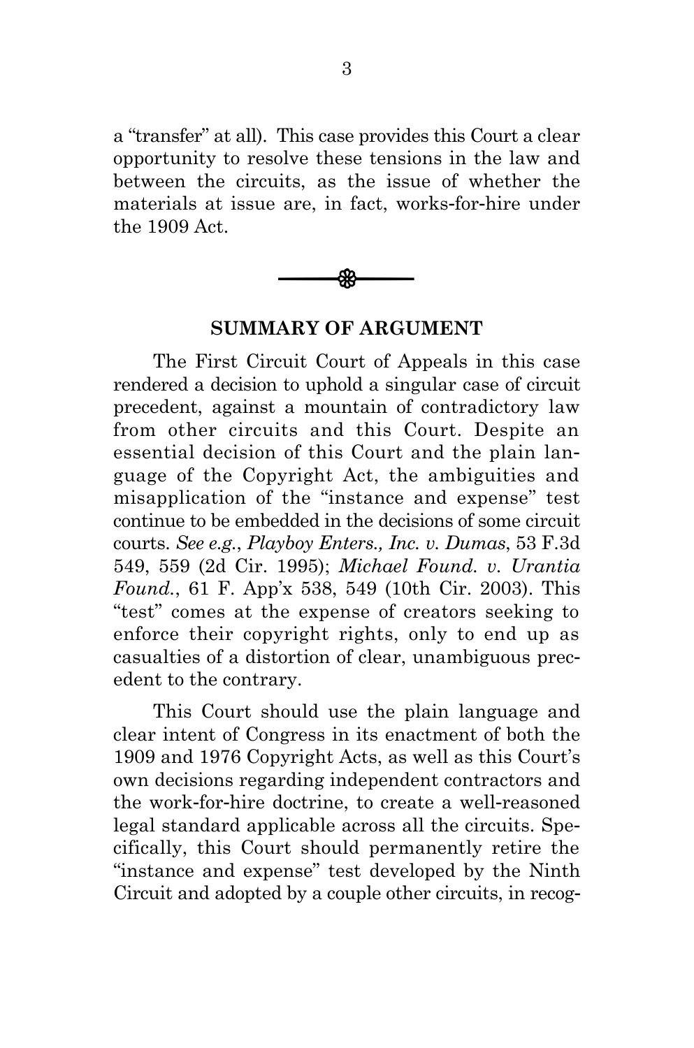a "transfer" at all). This case provides this Court a clear opportunity to resolve these tensions in the law and between the circuits, as the issue of whether the materials at issue are, in fact, works-for-hire under the 1909 Act.

## SUMMARY OF ARGUMENT

The First Circuit Court of Appeals in this case rendered a decision to uphold a singular case of circuit precedent, against a mountain of contradictory law from other circuits and this Court. Despite an essential decision of this Court and the plain language of the Copyright Act, the ambiguities and misapplication of the "instance and expense" test continue to be embedded in the decisions of some circuit courts. *See e.g.*, *Playboy Enters., Inc. v. Dumas*, 53 F.3d 549, 559 (2d Cir. 1995); *Michael Found. v. Urantia Found.*, 61 F. App'x 538, 549 (10th Cir. 2003). This "test" comes at the expense of creators seeking to enforce their copyright rights, only to end up as casualties of a distortion of clear, unambiguous precedent to the contrary.

This Court should use the plain language and clear intent of Congress in its enactment of both the 1909 and 1976 Copyright Acts, as well as this Court's own decisions regarding independent contractors and the work-for-hire doctrine, to create a well-reasoned legal standard applicable across all the circuits. Specifically, this Court should permanently retire the "instance and expense" test developed by the Ninth Circuit and adopted by a couple other circuits, in recog-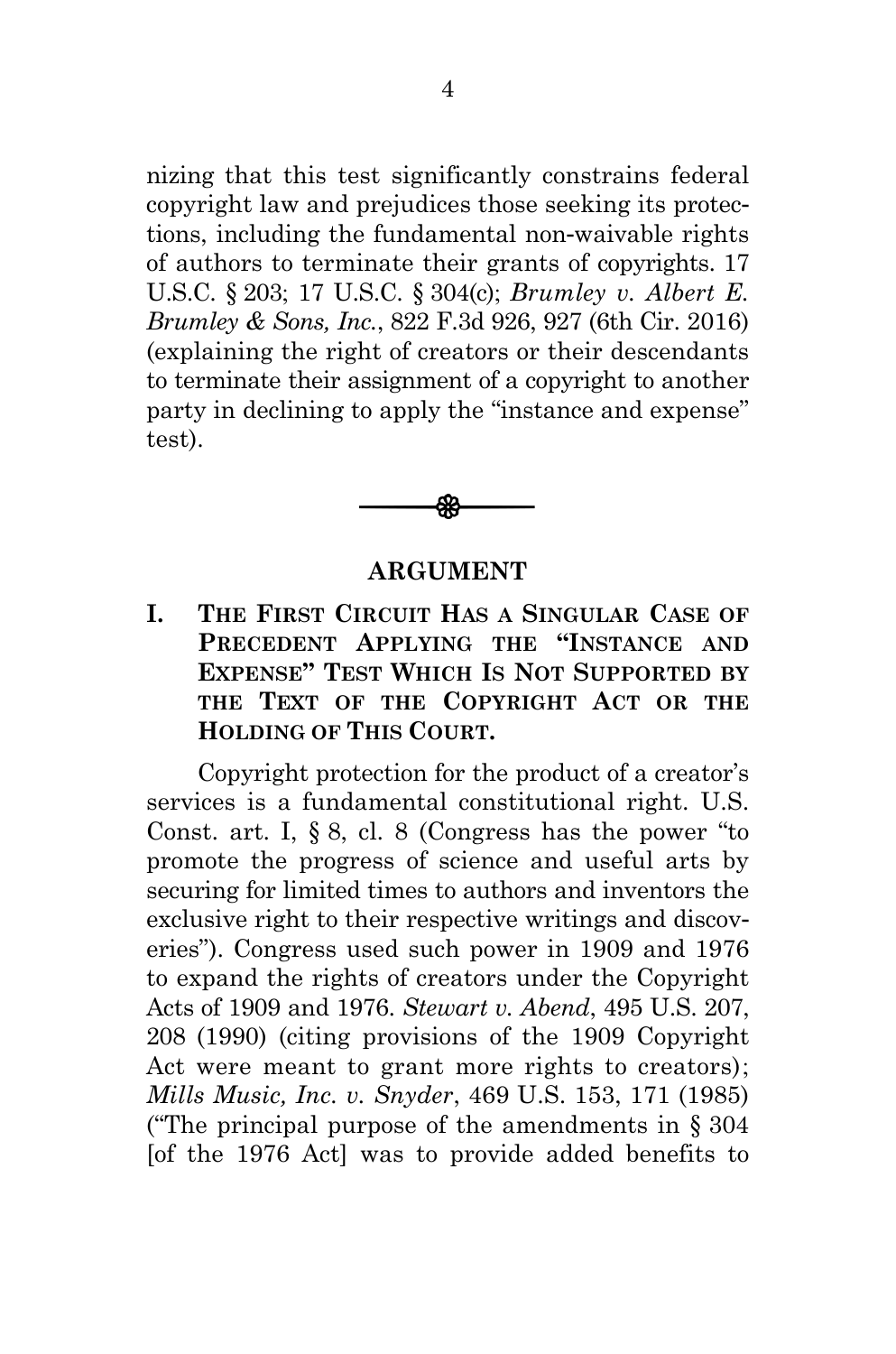nizing that this test significantly constrains federal copyright law and prejudices those seeking its protections, including the fundamental non-waivable rights of authors to terminate their grants of copyrights. 17 U.S.C. § 203; 17 U.S.C. § 304(c); *Brumley v. Albert E. Brumley & Sons, Inc.*, 822 F.3d 926, 927 (6th Cir. 2016) (explaining the right of creators or their descendants to terminate their assignment of a copyright to another party in declining to apply the "instance and expense" test).

## ARGUMENT

### I. THE FIRST CIRCUIT HAS A SINGULAR CASE OF PRECEDENT APPLYING THE "INSTANCE AND EXPENSE" TEST WHICH IS NOT SUPPORTED BY THE TEXT OF THE COPYRIGHT ACT OR THE HOLDING OF THIS COURT.

Copyright protection for the product of a creator's services is a fundamental constitutional right. U.S. Const. art. I, § 8, cl. 8 (Congress has the power "to promote the progress of science and useful arts by securing for limited times to authors and inventors the exclusive right to their respective writings and discoveries"). Congress used such power in 1909 and 1976 to expand the rights of creators under the Copyright Acts of 1909 and 1976. *Stewart v. Abend*, 495 U.S. 207, 208 (1990) (citing provisions of the 1909 Copyright Act were meant to grant more rights to creators); *Mills Music, Inc. v. Snyder*, 469 U.S. 153, 171 (1985) ("The principal purpose of the amendments in § 304 [of the 1976 Act] was to provide added benefits to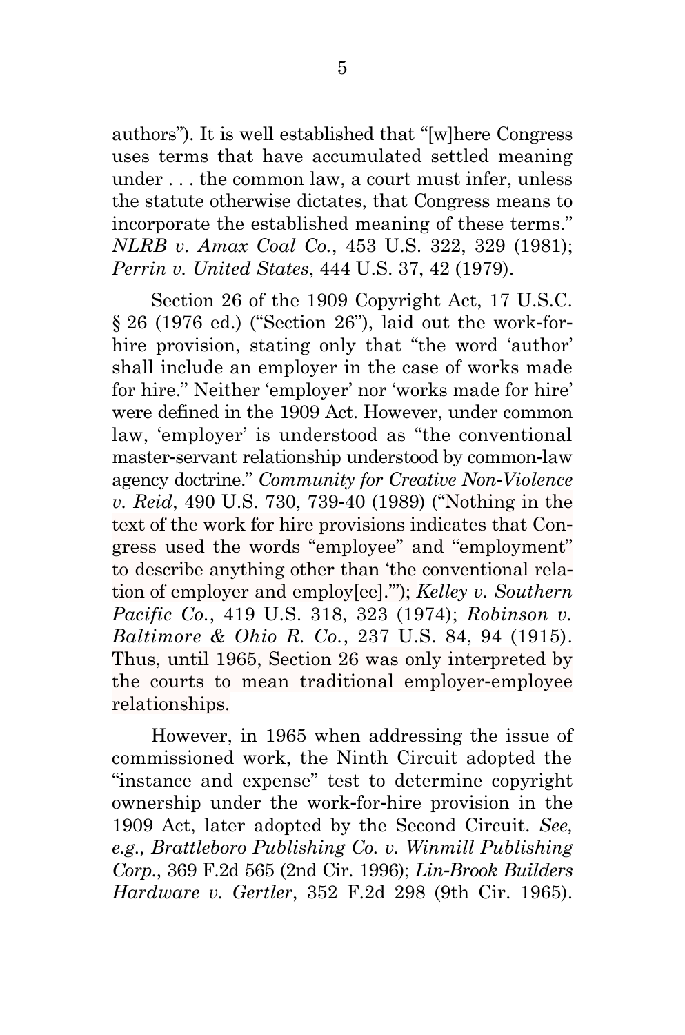authors"). It is well established that "[w]here Congress uses terms that have accumulated settled meaning under . . . the common law, a court must infer, unless the statute otherwise dictates, that Congress means to incorporate the established meaning of these terms." *NLRB v. Amax Coal Co.*, 453 U.S. 322, 329 (1981); *Perrin v. United States*, 444 U.S. 37, 42 (1979).

Section 26 of the 1909 Copyright Act, 17 U.S.C. § 26 (1976 ed.) ("Section 26"), laid out the work-for-hire provision, stating only that "the word 'author' shall include an employer in the case of works made for hire." Neither 'employer' nor 'works made for hire' were defined in the 1909 Act. However, under common law, 'employer' is understood as "the conventional master-servant relationship understood by common-law agency doctrine." *Community for Creative Non-Violence v. Reid*, 490 U.S. 730, 739-40 (1989) ("Nothing in the text of the work for hire provisions indicates that Congress used the words "employee" and "employment" to describe anything other than 'the conventional relation of employer and employ[ee].'"); *Kelley v. Southern Pacific Co.*, 419 U.S. 318, 323 (1974); *Robinson v. Baltimore & Ohio R. Co.*, 237 U.S. 84, 94 (1915). Thus, until 1965, Section 26 was only interpreted by the courts to mean traditional employer-employee relationships.

However, in 1965 when addressing the issue of commissioned work, the Ninth Circuit adopted the "instance and expense" test to determine copyright ownership under the work-for-hire provision in the 1909 Act, later adopted by the Second Circuit. *See, e.g., Brattleboro Publishing Co. v. Winmill Publishing Corp.*, 369 F.2d 565 (2nd Cir. 1996); *Lin-Brook Builders Hardware v. Gertler*, 352 F.2d 298 (9th Cir. 1965).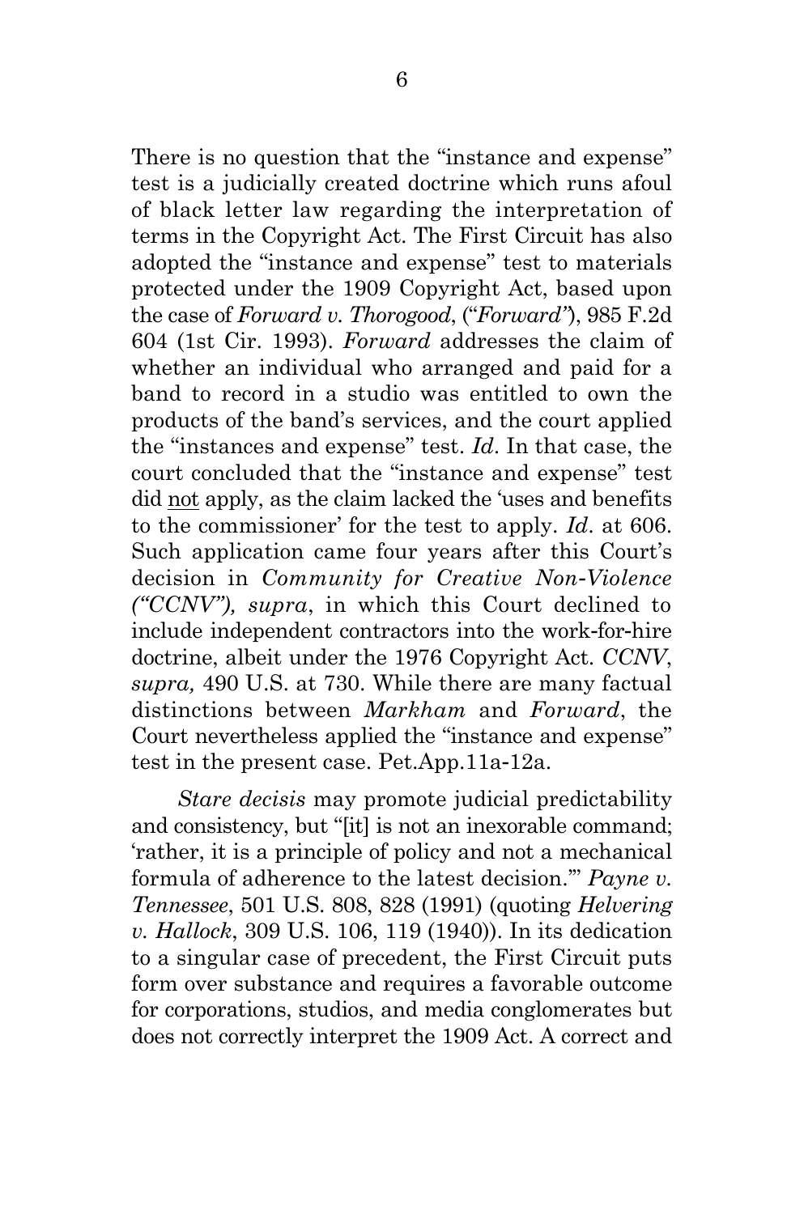There is no question that the "instance and expense" test is a judicially created doctrine which runs afoul of black letter law regarding the interpretation of terms in the Copyright Act. The First Circuit has also adopted the "instance and expense" test to materials protected under the 1909 Copyright Act, based upon the case of *Forward v. Thorogood*, ("*Forward"*), 985 F.2d 604 (1st Cir. 1993). *Forward* addresses the claim of whether an individual who arranged and paid for a band to record in a studio was entitled to own the products of the band's services, and the court applied the "instances and expense" test. *Id*. In that case, the court concluded that the "instance and expense" test did not apply, as the claim lacked the 'uses and benefits to the commissioner' for the test to apply. *Id*. at 606. Such application came four years after this Court's decision in *Community for Creative Non-Violence ("CCNV"), supra*, in which this Court declined to include independent contractors into the work-for-hire doctrine, albeit under the 1976 Copyright Act. *CCNV*, *supra,* 490 U.S. at 730. While there are many factual distinctions between *Markham* and *Forward*, the Court nevertheless applied the "instance and expense" test in the present case. Pet.App.11a-12a.

*Stare decisis* may promote judicial predictability and consistency, but "[it] is not an inexorable command; 'rather, it is a principle of policy and not a mechanical formula of adherence to the latest decision.'" *Payne v. Tennessee*, 501 U.S. 808, 828 (1991) (quoting *Helvering v. Hallock*, 309 U.S. 106, 119 (1940)). In its dedication to a singular case of precedent, the First Circuit puts form over substance and requires a favorable outcome for corporations, studios, and media conglomerates but does not correctly interpret the 1909 Act. A correct and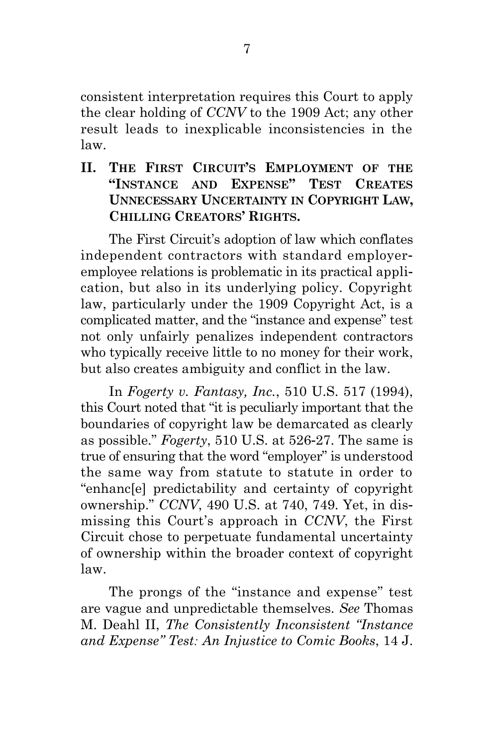consistent interpretation requires this Court to apply the clear holding of *CCNV* to the 1909 Act; any other result leads to inexplicable inconsistencies in the law.

## II. The First Circuit's Employment of the "Instance and Expense" Test Creates Unnecessary Uncertainty in Copyright Law, Chilling Creators' Rights.

The First Circuit's adoption of law which conflates independent contractors with standard employer-employee relations is problematic in its practical application, but also in its underlying policy. Copyright law, particularly under the 1909 Copyright Act, is a complicated matter, and the "instance and expense" test not only unfairly penalizes independent contractors who typically receive little to no money for their work, but also creates ambiguity and conflict in the law.

In *Fogerty v. Fantasy, Inc.*, 510 U.S. 517 (1994), this Court noted that "it is peculiarly important that the boundaries of copyright law be demarcated as clearly as possible." *Fogerty*, 510 U.S. at 526-27. The same is true of ensuring that the word "employer" is understood the same way from statute to statute in order to "enhanc[e] predictability and certainty of copyright ownership." *CCNV*, 490 U.S. at 740, 749. Yet, in dismissing this Court's approach in *CCNV*, the First Circuit chose to perpetuate fundamental uncertainty of ownership within the broader context of copyright law.

The prongs of the "instance and expense" test are vague and unpredictable themselves. *See* Thomas M. Deahl II, *The Consistently Inconsistent "Instance and Expense" Test: An Injustice to Comic Books*, 14 J.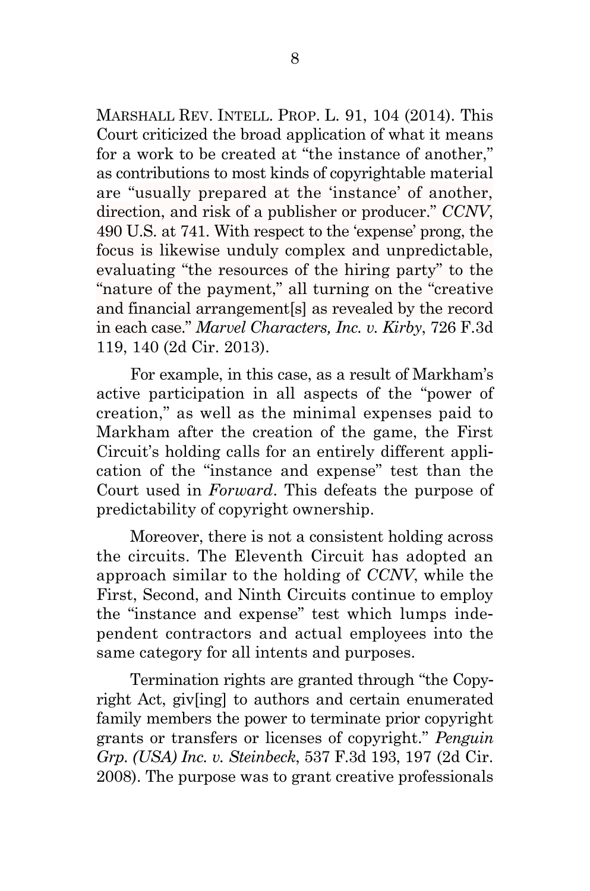MARSHALL REV. INTELL. PROP. L. 91, 104 (2014). This Court criticized the broad application of what it means for a work to be created at "the instance of another," as contributions to most kinds of copyrightable material are "usually prepared at the 'instance' of another, direction, and risk of a publisher or producer." *CCNV*, 490 U.S. at 741. With respect to the 'expense' prong, the focus is likewise unduly complex and unpredictable, evaluating "the resources of the hiring party" to the "nature of the payment," all turning on the "creative and financial arrangement[s] as revealed by the record in each case." *Marvel Characters, Inc. v. Kirby*, 726 F.3d 119, 140 (2d Cir. 2013).

For example, in this case, as a result of Markham's active participation in all aspects of the "power of creation," as well as the minimal expenses paid to Markham after the creation of the game, the First Circuit's holding calls for an entirely different application of the "instance and expense" test than the Court used in *Forward*. This defeats the purpose of predictability of copyright ownership.

Moreover, there is not a consistent holding across the circuits. The Eleventh Circuit has adopted an approach similar to the holding of *CCNV*, while the First, Second, and Ninth Circuits continue to employ the "instance and expense" test which lumps independent contractors and actual employees into the same category for all intents and purposes.

Termination rights are granted through "the Copyright Act, giv[ing] to authors and certain enumerated family members the power to terminate prior copyright grants or transfers or licenses of copyright." *Penguin Grp. (USA) Inc. v. Steinbeck*, 537 F.3d 193, 197 (2d Cir. 2008). The purpose was to grant creative professionals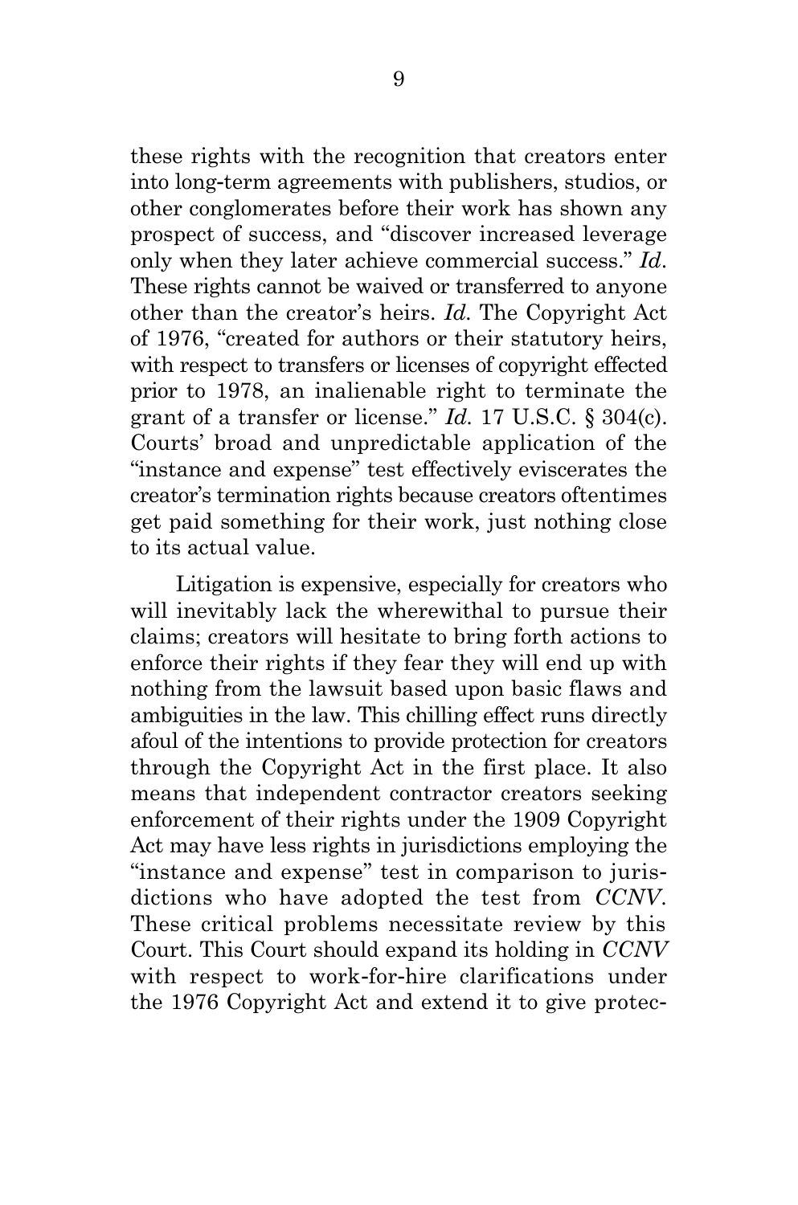these rights with the recognition that creators enter into long-term agreements with publishers, studios, or other conglomerates before their work has shown any prospect of success, and "discover increased leverage only when they later achieve commercial success." *Id*. These rights cannot be waived or transferred to anyone other than the creator's heirs. *Id.* The Copyright Act of 1976, "created for authors or their statutory heirs, with respect to transfers or licenses of copyright effected prior to 1978, an inalienable right to terminate the grant of a transfer or license." *Id.* 17 U.S.C. § 304(c). Courts' broad and unpredictable application of the "instance and expense" test effectively eviscerates the creator's termination rights because creators oftentimes get paid something for their work, just nothing close to its actual value.

Litigation is expensive, especially for creators who will inevitably lack the wherewithal to pursue their claims; creators will hesitate to bring forth actions to enforce their rights if they fear they will end up with nothing from the lawsuit based upon basic flaws and ambiguities in the law. This chilling effect runs directly afoul of the intentions to provide protection for creators through the Copyright Act in the first place. It also means that independent contractor creators seeking enforcement of their rights under the 1909 Copyright Act may have less rights in jurisdictions employing the "instance and expense" test in comparison to jurisdictions who have adopted the test from *CCNV*. These critical problems necessitate review by this Court. This Court should expand its holding in *CCNV* with respect to work-for-hire clarifications under the 1976 Copyright Act and extend it to give protec-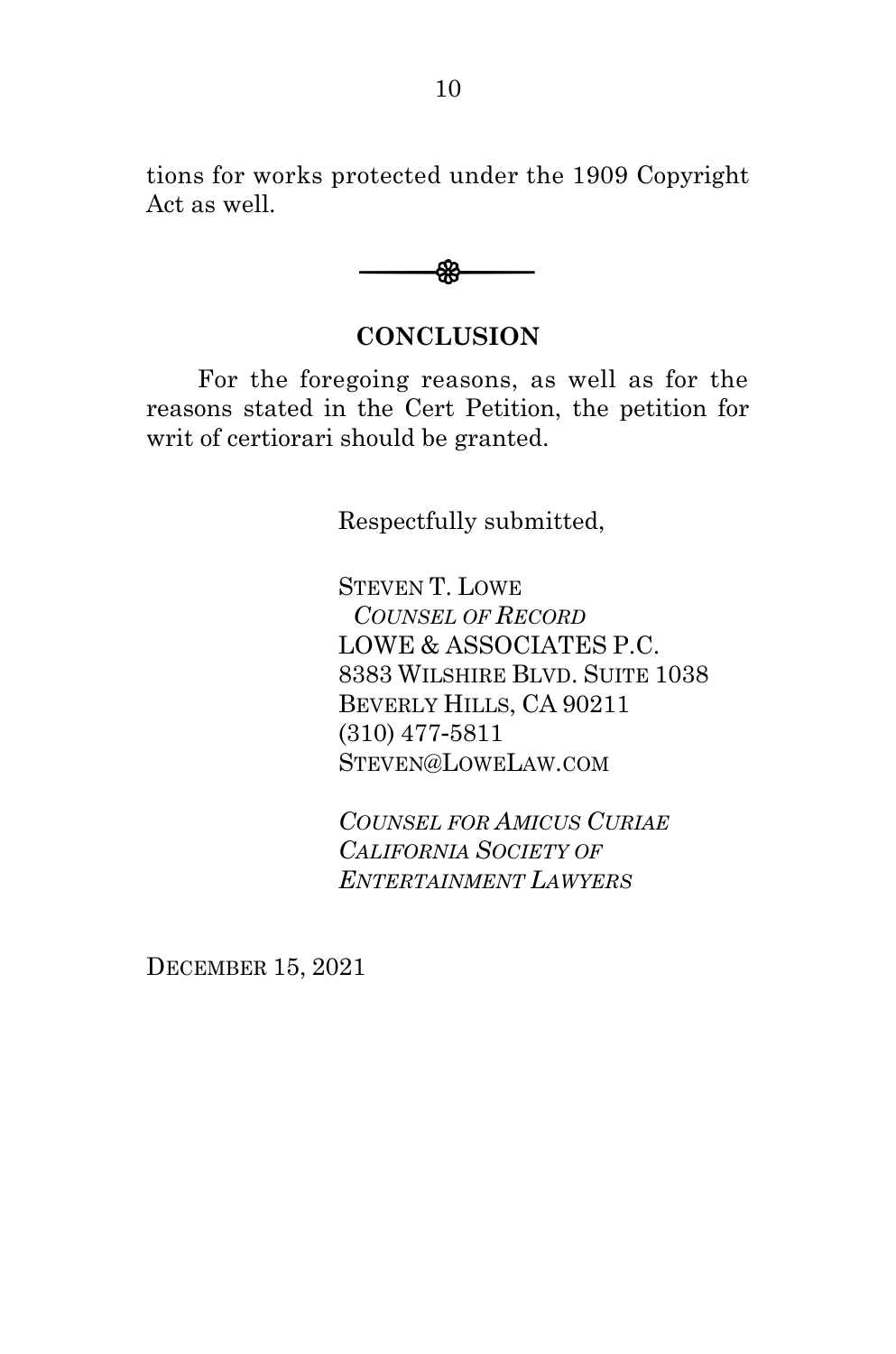tions for works protected under the 1909 Copyright Act as well.

## CONCLUSION

For the foregoing reasons, as well as for the reasons stated in the Cert Petition, the petition for writ of certiorari should be granted.

Respectfully submitted,

STEVEN T. LOWE
*COUNSEL OF RECORD*
LOWE & ASSOCIATES P.C.
8383 WILSHIRE BLVD. SUITE 1038
BEVERLY HILLS, CA 90211
(310) 477-5811
STEVEN@LOWELAW.COM

*COUNSEL FOR AMICUS CURIAE CALIFORNIA SOCIETY OF ENTERTAINMENT LAWYERS*

DECEMBER 15, 2021